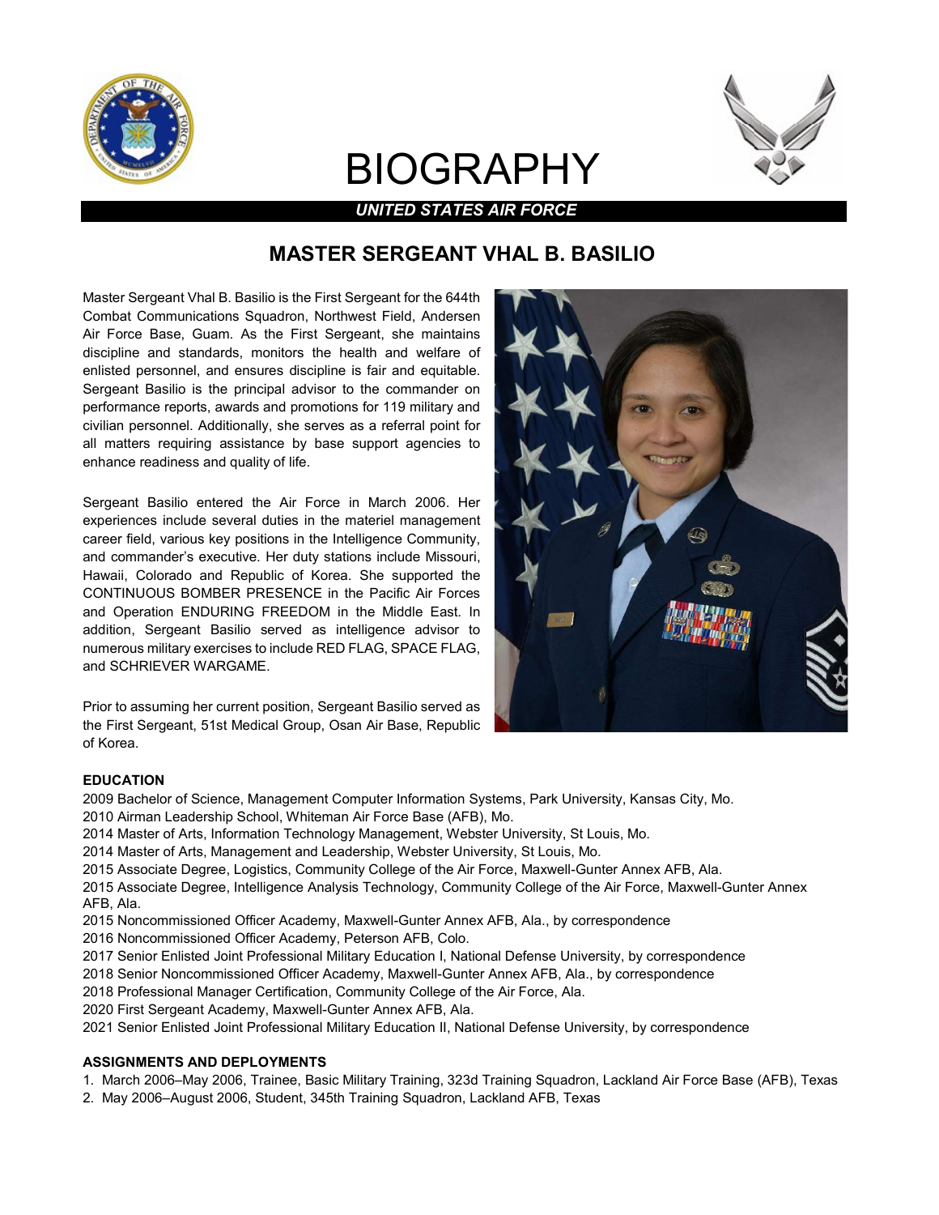# BIOGRAPHY

***UNITED STATES AIR FORCE***

## MASTER SERGEANT VHAL B. BASILIO

Master Sergeant Vhal B. Basilio is the First Sergeant for the 644th Combat Communications Squadron, Northwest Field, Andersen Air Force Base, Guam. As the First Sergeant, she maintains discipline and standards, monitors the health and welfare of enlisted personnel, and ensures discipline is fair and equitable. Sergeant Basilio is the principal advisor to the commander on performance reports, awards and promotions for 119 military and civilian personnel. Additionally, she serves as a referral point for all matters requiring assistance by base support agencies to enhance readiness and quality of life.

Sergeant Basilio entered the Air Force in March 2006. Her experiences include several duties in the materiel management career field, various key positions in the Intelligence Community, and commander's executive. Her duty stations include Missouri, Hawaii, Colorado and Republic of Korea. She supported the CONTINUOUS BOMBER PRESENCE in the Pacific Air Forces and Operation ENDURING FREEDOM in the Middle East. In addition, Sergeant Basilio served as intelligence advisor to numerous military exercises to include RED FLAG, SPACE FLAG, and SCHRIEVER WARGAME.

Prior to assuming her current position, Sergeant Basilio served as the First Sergeant, 51st Medical Group, Osan Air Base, Republic of Korea.

**EDUCATION**

2009 Bachelor of Science, Management Computer Information Systems, Park University, Kansas City, Mo.
2010 Airman Leadership School, Whiteman Air Force Base (AFB), Mo.
2014 Master of Arts, Information Technology Management, Webster University, St Louis, Mo.
2014 Master of Arts, Management and Leadership, Webster University, St Louis, Mo.
2015 Associate Degree, Logistics, Community College of the Air Force, Maxwell-Gunter Annex AFB, Ala.
2015 Associate Degree, Intelligence Analysis Technology, Community College of the Air Force, Maxwell-Gunter Annex AFB, Ala.
2015 Noncommissioned Officer Academy, Maxwell-Gunter Annex AFB, Ala., by correspondence
2016 Noncommissioned Officer Academy, Peterson AFB, Colo.
2017 Senior Enlisted Joint Professional Military Education I, National Defense University, by correspondence
2018 Senior Noncommissioned Officer Academy, Maxwell-Gunter Annex AFB, Ala., by correspondence
2018 Professional Manager Certification, Community College of the Air Force, Ala.
2020 First Sergeant Academy, Maxwell-Gunter Annex AFB, Ala.
2021 Senior Enlisted Joint Professional Military Education II, National Defense University, by correspondence

**ASSIGNMENTS AND DEPLOYMENTS**

1. March 2006–May 2006, Trainee, Basic Military Training, 323d Training Squadron, Lackland Air Force Base (AFB), Texas
2. May 2006–August 2006, Student, 345th Training Squadron, Lackland AFB, Texas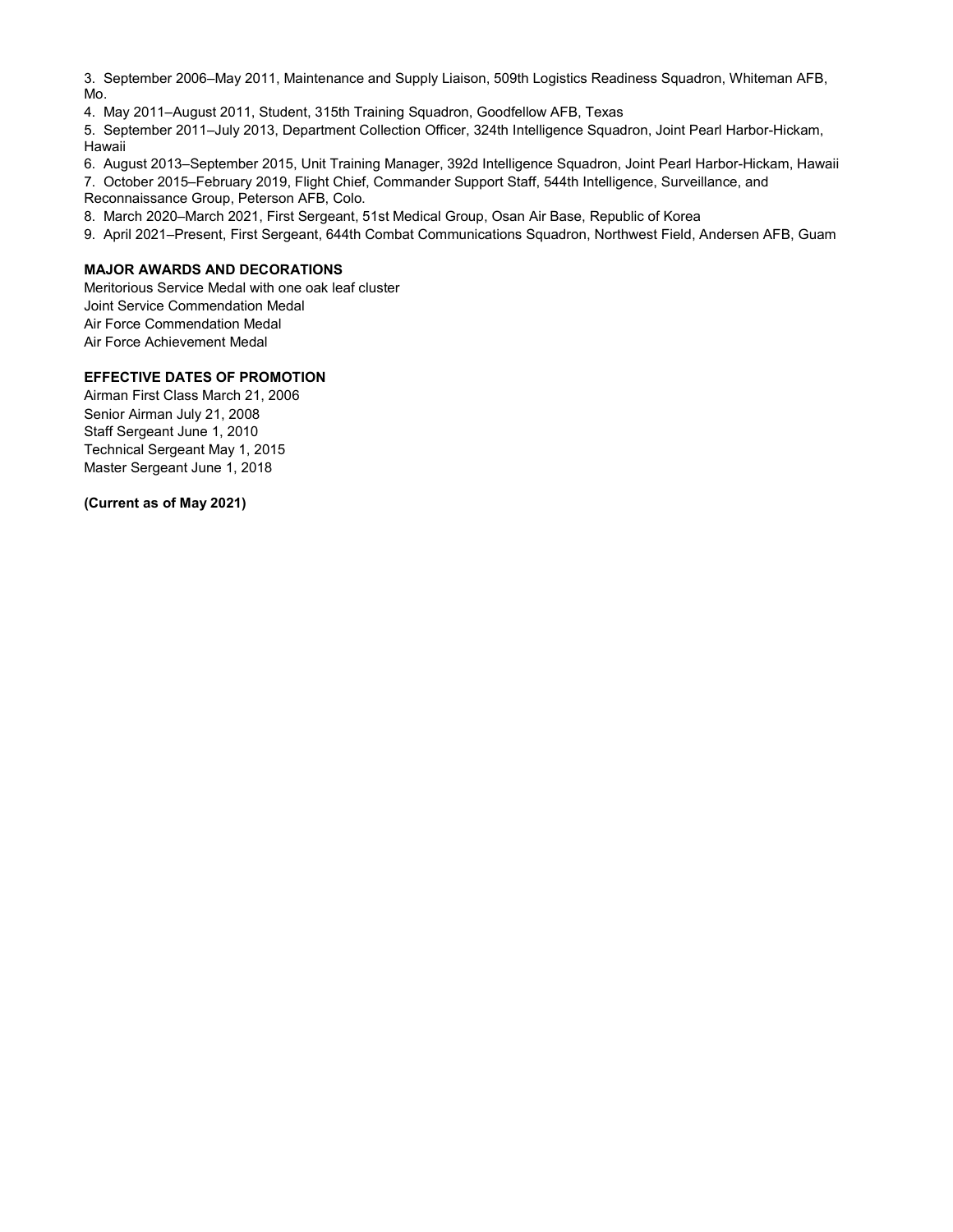3. September 2006–May 2011, Maintenance and Supply Liaison, 509th Logistics Readiness Squadron, Whiteman AFB, Mo.
4. May 2011–August 2011, Student, 315th Training Squadron, Goodfellow AFB, Texas
5. September 2011–July 2013, Department Collection Officer, 324th Intelligence Squadron, Joint Pearl Harbor-Hickam, Hawaii
6. August 2013–September 2015, Unit Training Manager, 392d Intelligence Squadron, Joint Pearl Harbor-Hickam, Hawaii
7. October 2015–February 2019, Flight Chief, Commander Support Staff, 544th Intelligence, Surveillance, and Reconnaissance Group, Peterson AFB, Colo.
8. March 2020–March 2021, First Sergeant, 51st Medical Group, Osan Air Base, Republic of Korea
9. April 2021–Present, First Sergeant, 644th Combat Communications Squadron, Northwest Field, Andersen AFB, Guam

**MAJOR AWARDS AND DECORATIONS**

Meritorious Service Medal with one oak leaf cluster
Joint Service Commendation Medal
Air Force Commendation Medal
Air Force Achievement Medal

**EFFECTIVE DATES OF PROMOTION**

Airman First Class March 21, 2006
Senior Airman July 21, 2008
Staff Sergeant June 1, 2010
Technical Sergeant May 1, 2015
Master Sergeant June 1, 2018

**(Current as of May 2021)**